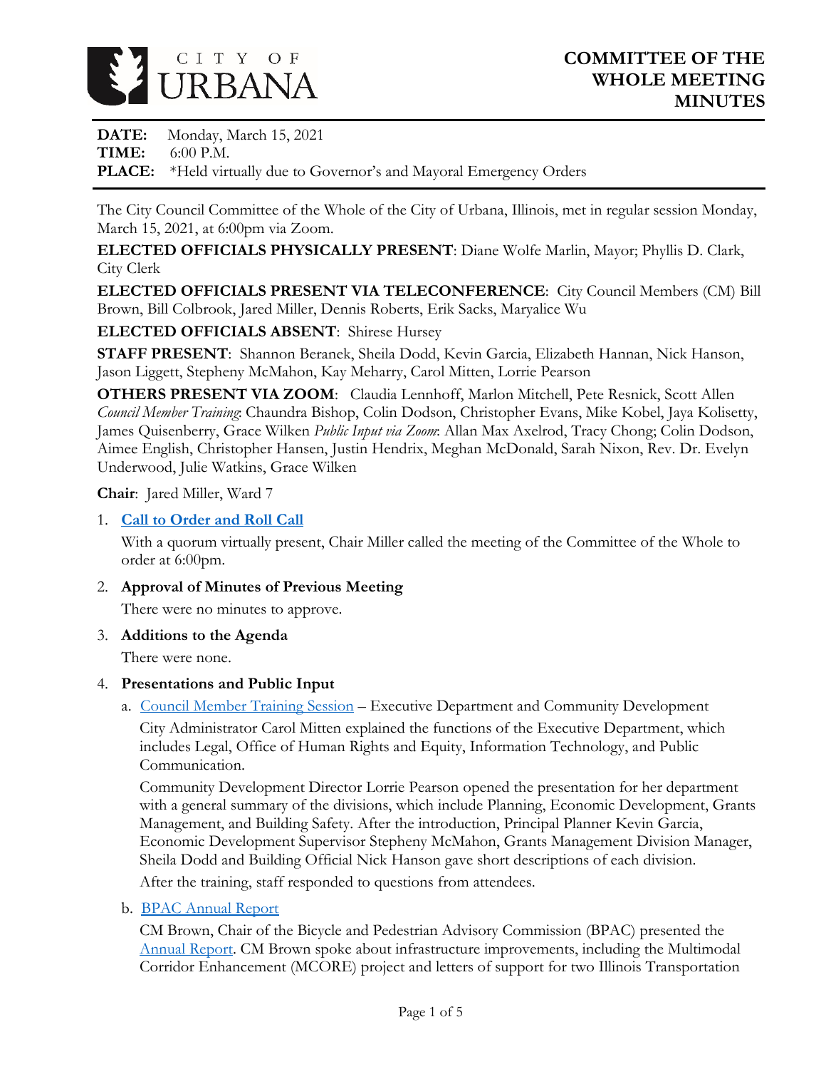CITY OF URBANA

# COMMITTEE OF THE WHOLE MEETING MINUTES

**DATE:** Monday, March 15, 2021
**TIME:** 6:00 P.M.
**PLACE:** *Held virtually due to Governor's and Mayoral Emergency Orders

The City Council Committee of the Whole of the City of Urbana, Illinois, met in regular session Monday, March 15, 2021, at 6:00pm via Zoom.

**ELECTED OFFICIALS PHYSICALLY PRESENT**: Diane Wolfe Marlin, Mayor; Phyllis D. Clark, City Clerk

**ELECTED OFFICIALS PRESENT VIA TELECONFERENCE**: City Council Members (CM) Bill Brown, Bill Colbrook, Jared Miller, Dennis Roberts, Erik Sacks, Maryalice Wu

**ELECTED OFFICIALS ABSENT**: Shirese Hursey

**STAFF PRESENT**: Shannon Beranek, Sheila Dodd, Kevin Garcia, Elizabeth Hannan, Nick Hanson, Jason Liggett, Stepheny McMahon, Kay Meharry, Carol Mitten, Lorrie Pearson

**OTHERS PRESENT VIA ZOOM**: Claudia Lennhoff, Marlon Mitchell, Pete Resnick, Scott Allen *Council Member Training*: Chaundra Bishop, Colin Dodson, Christopher Evans, Mike Kobel, Jaya Kolisetty, James Quisenberry, Grace Wilken *Public Input via Zoom*: Allan Max Axelrod, Tracy Chong; Colin Dodson, Aimee English, Christopher Hansen, Justin Hendrix, Meghan McDonald, Sarah Nixon, Rev. Dr. Evelyn Underwood, Julie Watkins, Grace Wilken

**Chair**: Jared Miller, Ward 7

1. **Call to Order and Roll Call**

   With a quorum virtually present, Chair Miller called the meeting of the Committee of the Whole to order at 6:00pm.

2. **Approval of Minutes of Previous Meeting**

   There were no minutes to approve.

3. **Additions to the Agenda**

   There were none.

4. **Presentations and Public Input**

   a. Council Member Training Session – Executive Department and Community Development

      City Administrator Carol Mitten explained the functions of the Executive Department, which includes Legal, Office of Human Rights and Equity, Information Technology, and Public Communication.

      Community Development Director Lorrie Pearson opened the presentation for her department with a general summary of the divisions, which include Planning, Economic Development, Grants Management, and Building Safety. After the introduction, Principal Planner Kevin Garcia, Economic Development Supervisor Stepheny McMahon, Grants Management Division Manager, Sheila Dodd and Building Official Nick Hanson gave short descriptions of each division.

      After the training, staff responded to questions from attendees.

   b. BPAC Annual Report

      CM Brown, Chair of the Bicycle and Pedestrian Advisory Commission (BPAC) presented the Annual Report. CM Brown spoke about infrastructure improvements, including the Multimodal Corridor Enhancement (MCORE) project and letters of support for two Illinois Transportation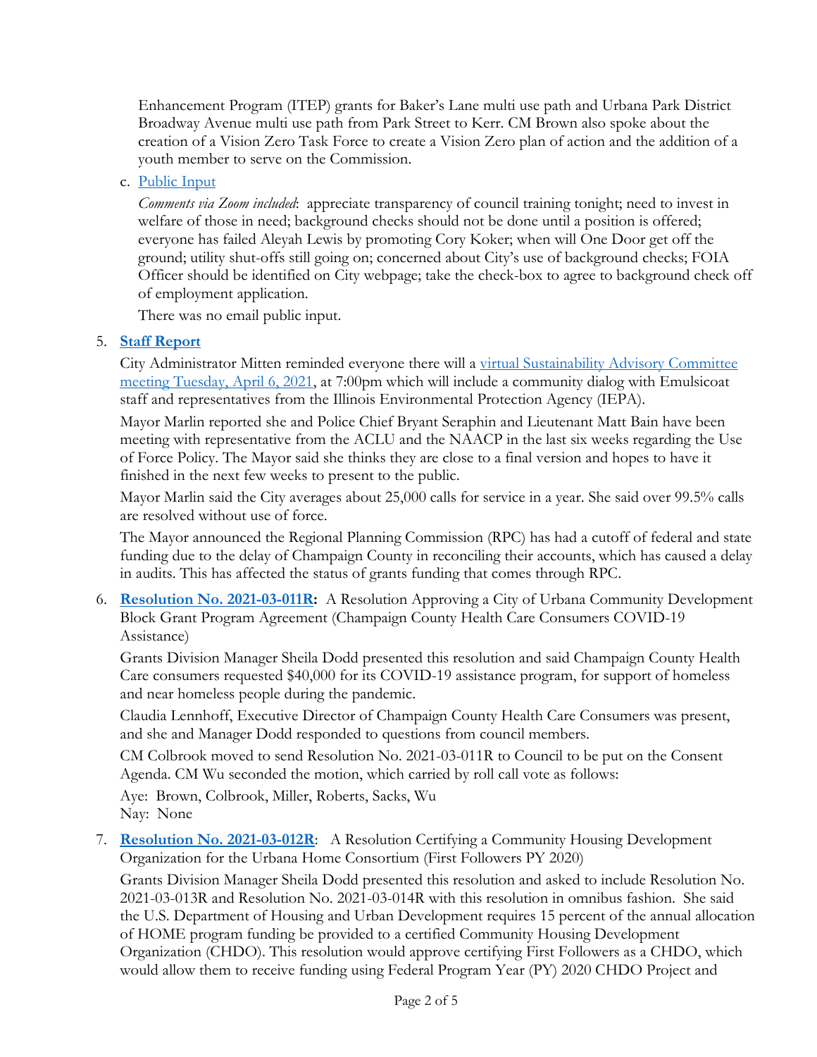Enhancement Program (ITEP) grants for Baker's Lane multi use path and Urbana Park District Broadway Avenue multi use path from Park Street to Kerr. CM Brown also spoke about the creation of a Vision Zero Task Force to create a Vision Zero plan of action and the addition of a youth member to serve on the Commission.

c. Public Input

*Comments via Zoom included*: appreciate transparency of council training tonight; need to invest in welfare of those in need; background checks should not be done until a position is offered; everyone has failed Aleyah Lewis by promoting Cory Koker; when will One Door get off the ground; utility shut-offs still going on; concerned about City's use of background checks; FOIA Officer should be identified on City webpage; take the check-box to agree to background check off of employment application.

There was no email public input.

5. **Staff Report**

City Administrator Mitten reminded everyone there will a virtual Sustainability Advisory Committee meeting Tuesday, April 6, 2021, at 7:00pm which will include a community dialog with Emulsicoat staff and representatives from the Illinois Environmental Protection Agency (IEPA).

Mayor Marlin reported she and Police Chief Bryant Seraphin and Lieutenant Matt Bain have been meeting with representative from the ACLU and the NAACP in the last six weeks regarding the Use of Force Policy. The Mayor said she thinks they are close to a final version and hopes to have it finished in the next few weeks to present to the public.

Mayor Marlin said the City averages about 25,000 calls for service in a year. She said over 99.5% calls are resolved without use of force.

The Mayor announced the Regional Planning Commission (RPC) has had a cutoff of federal and state funding due to the delay of Champaign County in reconciling their accounts, which has caused a delay in audits. This has affected the status of grants funding that comes through RPC.

6. **Resolution No. 2021-03-011R:** A Resolution Approving a City of Urbana Community Development Block Grant Program Agreement (Champaign County Health Care Consumers COVID-19 Assistance)

Grants Division Manager Sheila Dodd presented this resolution and said Champaign County Health Care consumers requested $40,000 for its COVID-19 assistance program, for support of homeless and near homeless people during the pandemic.

Claudia Lennhoff, Executive Director of Champaign County Health Care Consumers was present, and she and Manager Dodd responded to questions from council members.

CM Colbrook moved to send Resolution No. 2021-03-011R to Council to be put on the Consent Agenda. CM Wu seconded the motion, which carried by roll call vote as follows:

Aye: Brown, Colbrook, Miller, Roberts, Sacks, Wu
Nay: None

7. **Resolution No. 2021-03-012R**: A Resolution Certifying a Community Housing Development Organization for the Urbana Home Consortium (First Followers PY 2020)

Grants Division Manager Sheila Dodd presented this resolution and asked to include Resolution No. 2021-03-013R and Resolution No. 2021-03-014R with this resolution in omnibus fashion. She said the U.S. Department of Housing and Urban Development requires 15 percent of the annual allocation of HOME program funding be provided to a certified Community Housing Development Organization (CHDO). This resolution would approve certifying First Followers as a CHDO, which would allow them to receive funding using Federal Program Year (PY) 2020 CHDO Project and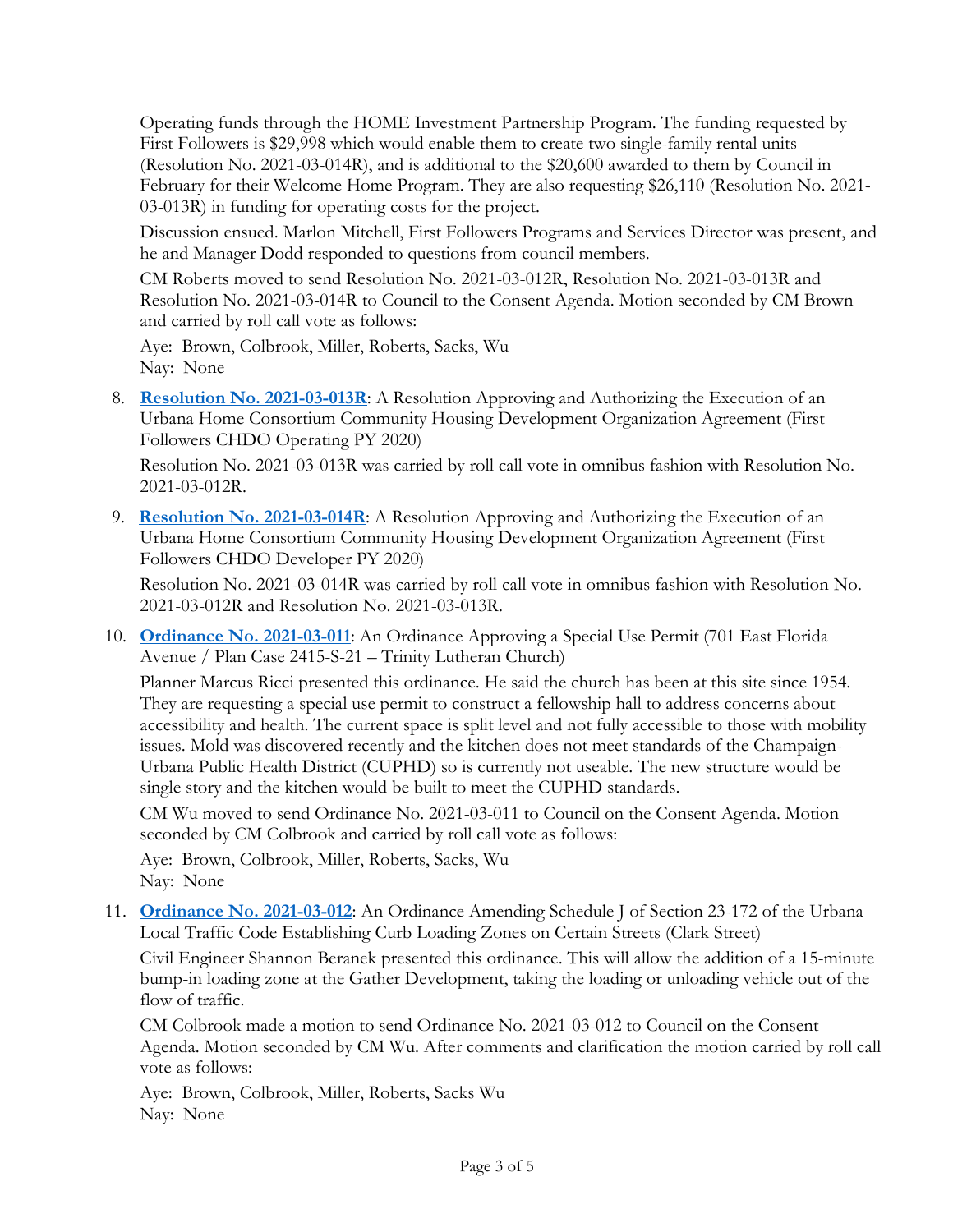Operating funds through the HOME Investment Partnership Program. The funding requested by First Followers is $29,998 which would enable them to create two single-family rental units (Resolution No. 2021-03-014R), and is additional to the $20,600 awarded to them by Council in February for their Welcome Home Program. They are also requesting $26,110 (Resolution No. 2021-03-013R) in funding for operating costs for the project.

Discussion ensued. Marlon Mitchell, First Followers Programs and Services Director was present, and he and Manager Dodd responded to questions from council members.

CM Roberts moved to send Resolution No. 2021-03-012R, Resolution No. 2021-03-013R and Resolution No. 2021-03-014R to Council to the Consent Agenda. Motion seconded by CM Brown and carried by roll call vote as follows:

Aye: Brown, Colbrook, Miller, Roberts, Sacks, Wu
Nay: None

8. **Resolution No. 2021-03-013R**: A Resolution Approving and Authorizing the Execution of an Urbana Home Consortium Community Housing Development Organization Agreement (First Followers CHDO Operating PY 2020)

   Resolution No. 2021-03-013R was carried by roll call vote in omnibus fashion with Resolution No. 2021-03-012R.

9. **Resolution No. 2021-03-014R**: A Resolution Approving and Authorizing the Execution of an Urbana Home Consortium Community Housing Development Organization Agreement (First Followers CHDO Developer PY 2020)

   Resolution No. 2021-03-014R was carried by roll call vote in omnibus fashion with Resolution No. 2021-03-012R and Resolution No. 2021-03-013R.

10. **Ordinance No. 2021-03-011**: An Ordinance Approving a Special Use Permit (701 East Florida Avenue / Plan Case 2415-S-21 – Trinity Lutheran Church)

    Planner Marcus Ricci presented this ordinance. He said the church has been at this site since 1954. They are requesting a special use permit to construct a fellowship hall to address concerns about accessibility and health. The current space is split level and not fully accessible to those with mobility issues. Mold was discovered recently and the kitchen does not meet standards of the Champaign-Urbana Public Health District (CUPHD) so is currently not useable. The new structure would be single story and the kitchen would be built to meet the CUPHD standards.

    CM Wu moved to send Ordinance No. 2021-03-011 to Council on the Consent Agenda. Motion seconded by CM Colbrook and carried by roll call vote as follows:

    Aye: Brown, Colbrook, Miller, Roberts, Sacks, Wu
    Nay: None

11. **Ordinance No. 2021-03-012**: An Ordinance Amending Schedule J of Section 23-172 of the Urbana Local Traffic Code Establishing Curb Loading Zones on Certain Streets (Clark Street)

    Civil Engineer Shannon Beranek presented this ordinance. This will allow the addition of a 15-minute bump-in loading zone at the Gather Development, taking the loading or unloading vehicle out of the flow of traffic.

    CM Colbrook made a motion to send Ordinance No. 2021-03-012 to Council on the Consent Agenda. Motion seconded by CM Wu. After comments and clarification the motion carried by roll call vote as follows:

    Aye: Brown, Colbrook, Miller, Roberts, Sacks Wu
    Nay: None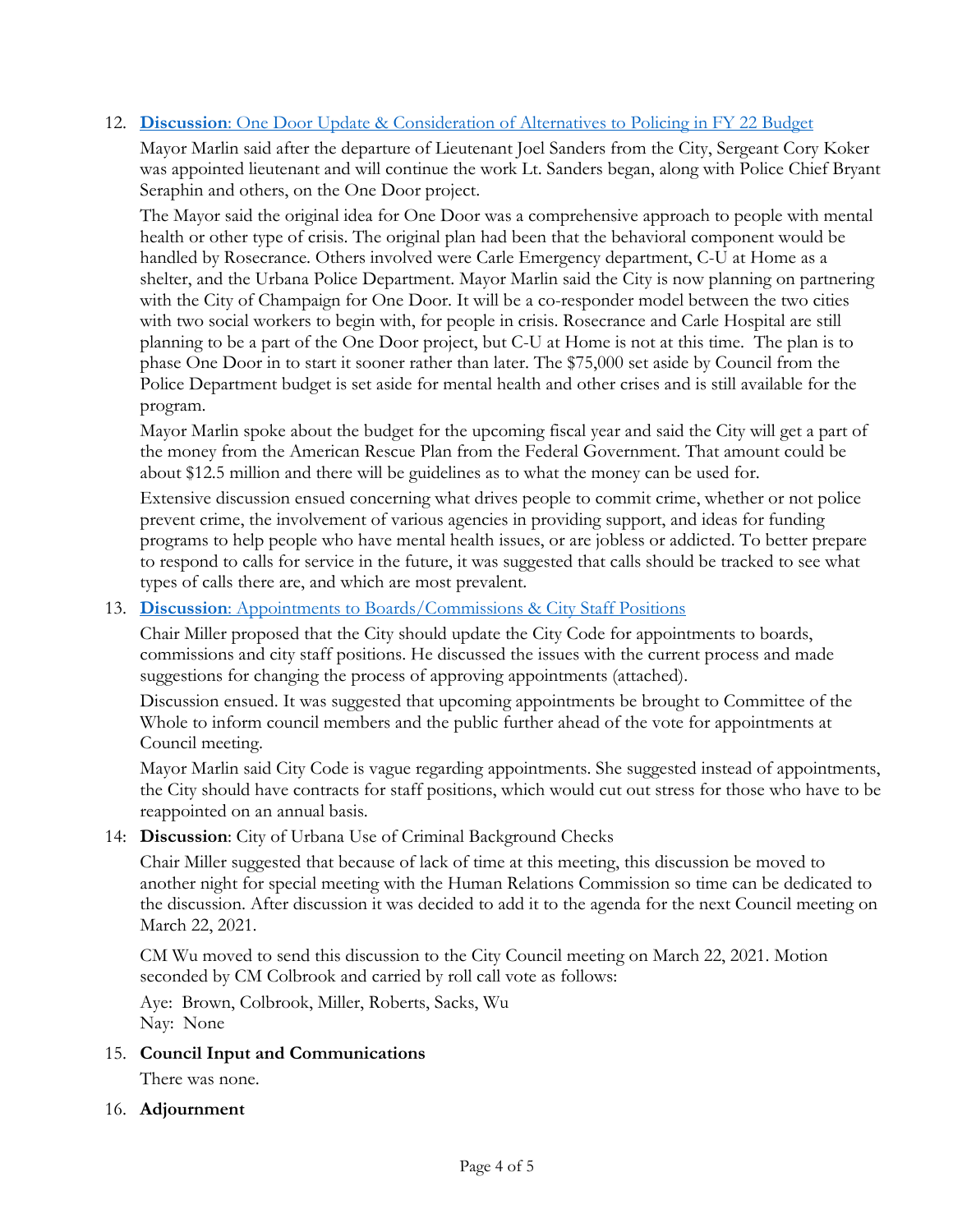12. **Discussion**: One Door Update & Consideration of Alternatives to Policing in FY 22 Budget

    Mayor Marlin said after the departure of Lieutenant Joel Sanders from the City, Sergeant Cory Koker was appointed lieutenant and will continue the work Lt. Sanders began, along with Police Chief Bryant Seraphin and others, on the One Door project.

    The Mayor said the original idea for One Door was a comprehensive approach to people with mental health or other type of crisis. The original plan had been that the behavioral component would be handled by Rosecrance. Others involved were Carle Emergency department, C-U at Home as a shelter, and the Urbana Police Department. Mayor Marlin said the City is now planning on partnering with the City of Champaign for One Door. It will be a co-responder model between the two cities with two social workers to begin with, for people in crisis. Rosecrance and Carle Hospital are still planning to be a part of the One Door project, but C-U at Home is not at this time. The plan is to phase One Door in to start it sooner rather than later. The $75,000 set aside by Council from the Police Department budget is set aside for mental health and other crises and is still available for the program.

    Mayor Marlin spoke about the budget for the upcoming fiscal year and said the City will get a part of the money from the American Rescue Plan from the Federal Government. That amount could be about $12.5 million and there will be guidelines as to what the money can be used for.

    Extensive discussion ensued concerning what drives people to commit crime, whether or not police prevent crime, the involvement of various agencies in providing support, and ideas for funding programs to help people who have mental health issues, or are jobless or addicted. To better prepare to respond to calls for service in the future, it was suggested that calls should be tracked to see what types of calls there are, and which are most prevalent.

13. **Discussion**: Appointments to Boards/Commissions & City Staff Positions

    Chair Miller proposed that the City should update the City Code for appointments to boards, commissions and city staff positions. He discussed the issues with the current process and made suggestions for changing the process of approving appointments (attached).

    Discussion ensued. It was suggested that upcoming appointments be brought to Committee of the Whole to inform council members and the public further ahead of the vote for appointments at Council meeting.

    Mayor Marlin said City Code is vague regarding appointments. She suggested instead of appointments, the City should have contracts for staff positions, which would cut out stress for those who have to be reappointed on an annual basis.

14: **Discussion**: City of Urbana Use of Criminal Background Checks

    Chair Miller suggested that because of lack of time at this meeting, this discussion be moved to another night for special meeting with the Human Relations Commission so time can be dedicated to the discussion. After discussion it was decided to add it to the agenda for the next Council meeting on March 22, 2021.

    CM Wu moved to send this discussion to the City Council meeting on March 22, 2021. Motion seconded by CM Colbrook and carried by roll call vote as follows:

    Aye: Brown, Colbrook, Miller, Roberts, Sacks, Wu
    Nay: None

15. **Council Input and Communications**

    There was none.

16. **Adjournment**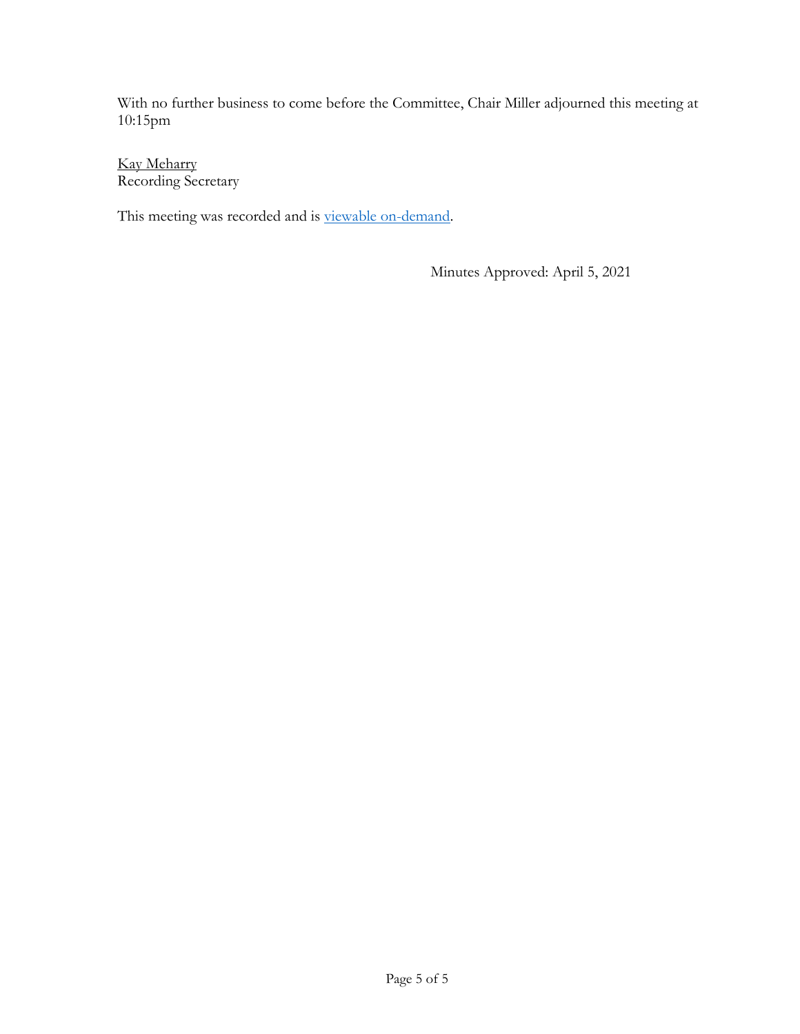With no further business to come before the Committee, Chair Miller adjourned this meeting at 10:15pm

Kay Meharry
Recording Secretary

This meeting was recorded and is viewable on-demand.

Minutes Approved: April 5, 2021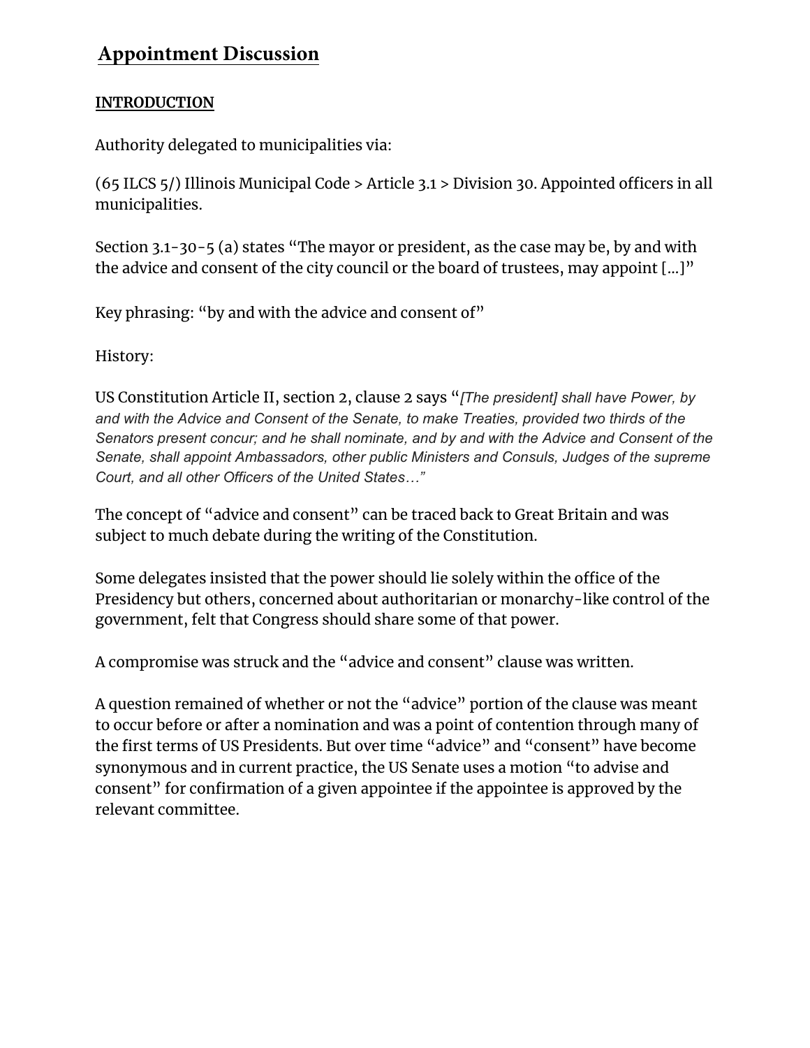# Appointment Discussion

**INTRODUCTION**

Authority delegated to municipalities via:

(65 ILCS 5/) Illinois Municipal Code > Article 3.1 > Division 30. Appointed officers in all municipalities.

Section 3.1-30-5 (a) states "The mayor or president, as the case may be, by and with the advice and consent of the city council or the board of trustees, may appoint [...]"

Key phrasing: "by and with the advice and consent of"

History:

US Constitution Article II, section 2, clause 2 says "*[The president] shall have Power, by and with the Advice and Consent of the Senate, to make Treaties, provided two thirds of the Senators present concur; and he shall nominate, and by and with the Advice and Consent of the Senate, shall appoint Ambassadors, other public Ministers and Consuls, Judges of the supreme Court, and all other Officers of the United States…"*

The concept of "advice and consent" can be traced back to Great Britain and was subject to much debate during the writing of the Constitution.

Some delegates insisted that the power should lie solely within the office of the Presidency but others, concerned about authoritarian or monarchy-like control of the government, felt that Congress should share some of that power.

A compromise was struck and the "advice and consent" clause was written.

A question remained of whether or not the "advice" portion of the clause was meant to occur before or after a nomination and was a point of contention through many of the first terms of US Presidents. But over time "advice" and "consent" have become synonymous and in current practice, the US Senate uses a motion "to advise and consent" for confirmation of a given appointee if the appointee is approved by the relevant committee.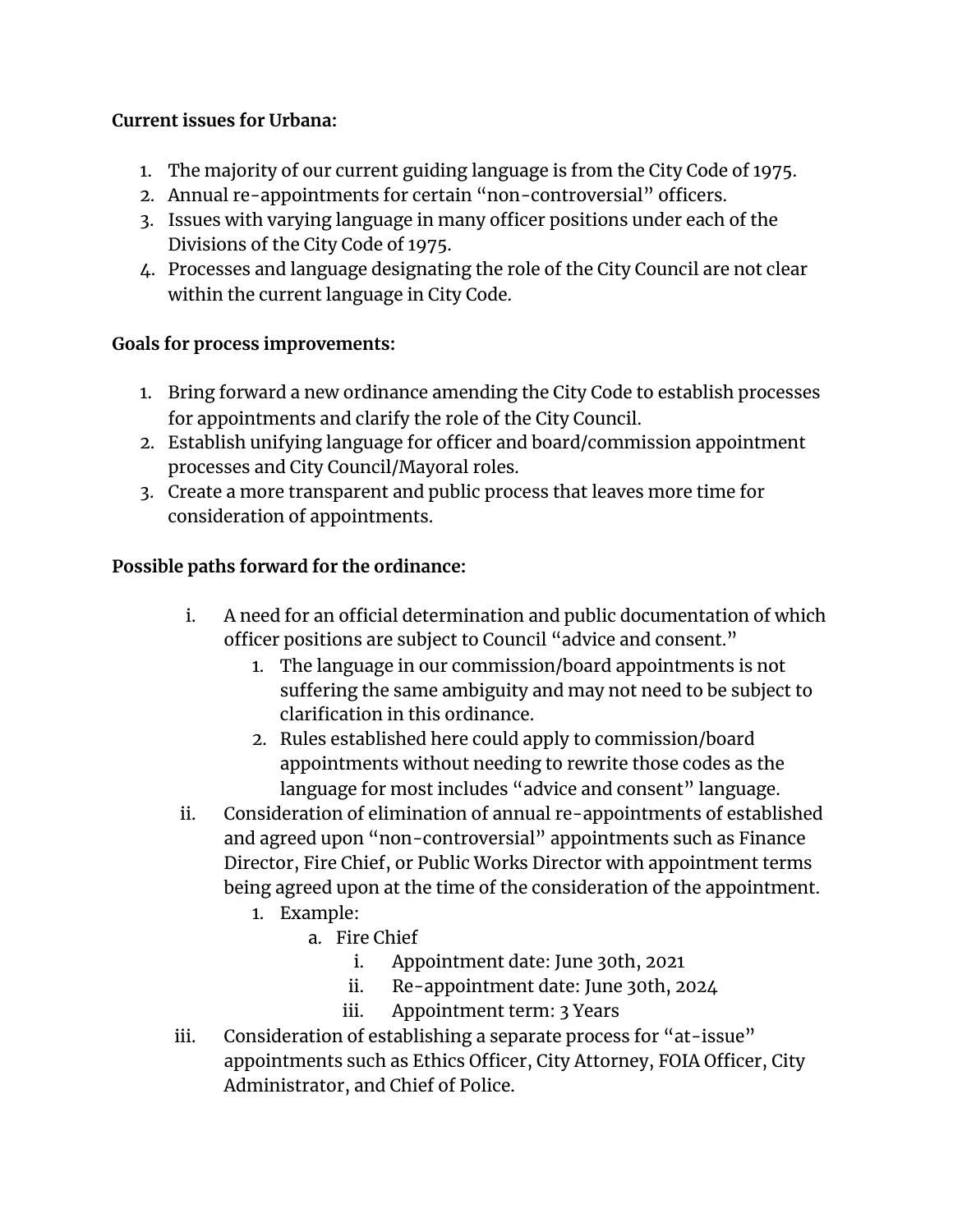**Current issues for Urbana:**

1. The majority of our current guiding language is from the City Code of 1975.
2. Annual re-appointments for certain "non-controversial" officers.
3. Issues with varying language in many officer positions under each of the Divisions of the City Code of 1975.
4. Processes and language designating the role of the City Council are not clear within the current language in City Code.

**Goals for process improvements:**

1. Bring forward a new ordinance amending the City Code to establish processes for appointments and clarify the role of the City Council.
2. Establish unifying language for officer and board/commission appointment processes and City Council/Mayoral roles.
3. Create a more transparent and public process that leaves more time for consideration of appointments.

**Possible paths forward for the ordinance:**

i. A need for an official determination and public documentation of which officer positions are subject to Council "advice and consent."
    1. The language in our commission/board appointments is not suffering the same ambiguity and may not need to be subject to clarification in this ordinance.
    2. Rules established here could apply to commission/board appointments without needing to rewrite those codes as the language for most includes "advice and consent" language.

ii. Consideration of elimination of annual re-appointments of established and agreed upon "non-controversial" appointments such as Finance Director, Fire Chief, or Public Works Director with appointment terms being agreed upon at the time of the consideration of the appointment.
    1. Example:
        a. Fire Chief
            i. Appointment date: June 30th, 2021
            ii. Re-appointment date: June 30th, 2024
            iii. Appointment term: 3 Years

iii. Consideration of establishing a separate process for "at-issue" appointments such as Ethics Officer, City Attorney, FOIA Officer, City Administrator, and Chief of Police.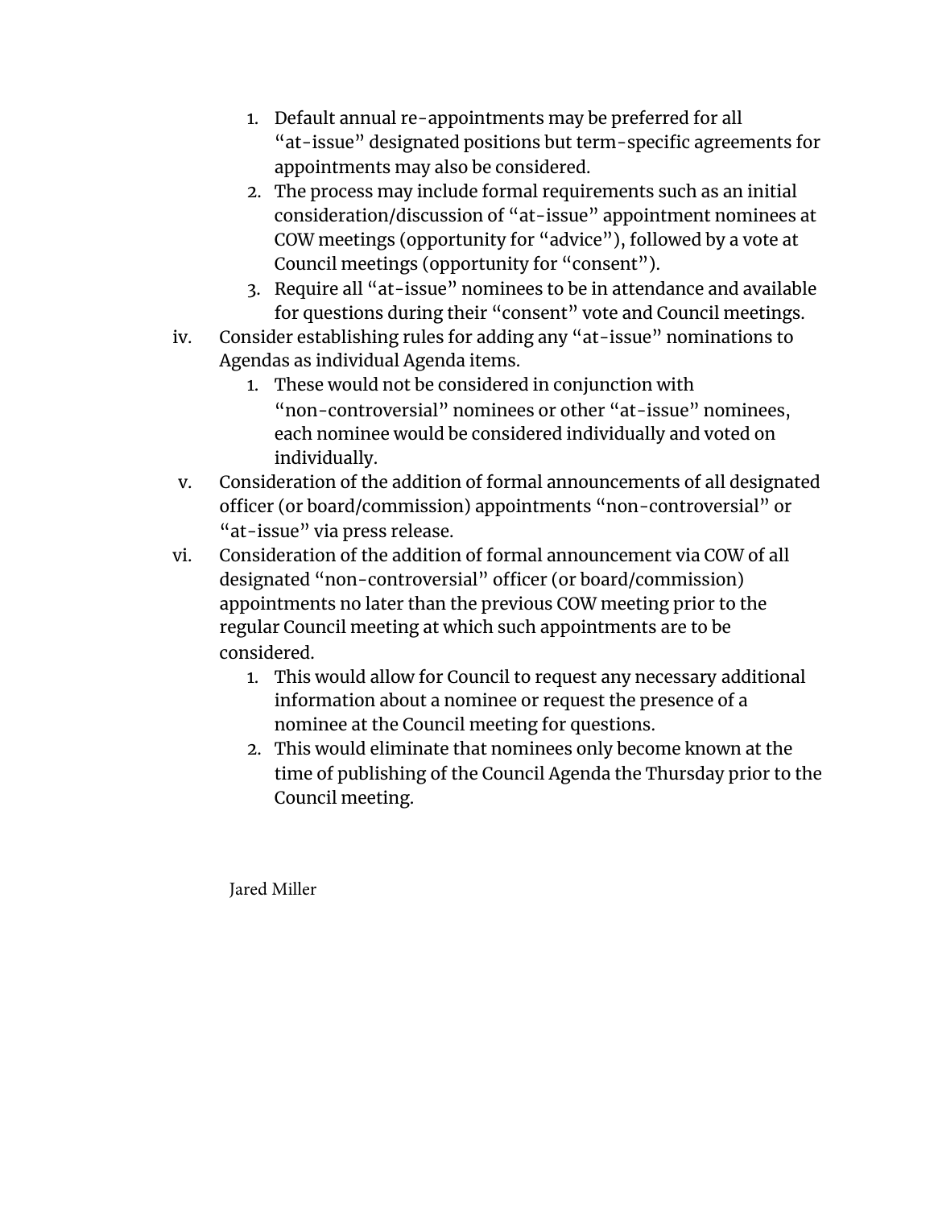1. Default annual re-appointments may be preferred for all "at-issue" designated positions but term-specific agreements for appointments may also be considered.
2. The process may include formal requirements such as an initial consideration/discussion of "at-issue" appointment nominees at COW meetings (opportunity for "advice"), followed by a vote at Council meetings (opportunity for "consent").
3. Require all "at-issue" nominees to be in attendance and available for questions during their "consent" vote and Council meetings.

iv. Consider establishing rules for adding any "at-issue" nominations to Agendas as individual Agenda items.

   1. These would not be considered in conjunction with "non-controversial" nominees or other "at-issue" nominees, each nominee would be considered individually and voted on individually.

v. Consideration of the addition of formal announcements of all designated officer (or board/commission) appointments "non-controversial" or "at-issue" via press release.

vi. Consideration of the addition of formal announcement via COW of all designated "non-controversial" officer (or board/commission) appointments no later than the previous COW meeting prior to the regular Council meeting at which such appointments are to be considered.

   1. This would allow for Council to request any necessary additional information about a nominee or request the presence of a nominee at the Council meeting for questions.
   2. This would eliminate that nominees only become known at the time of publishing of the Council Agenda the Thursday prior to the Council meeting.

Jared Miller